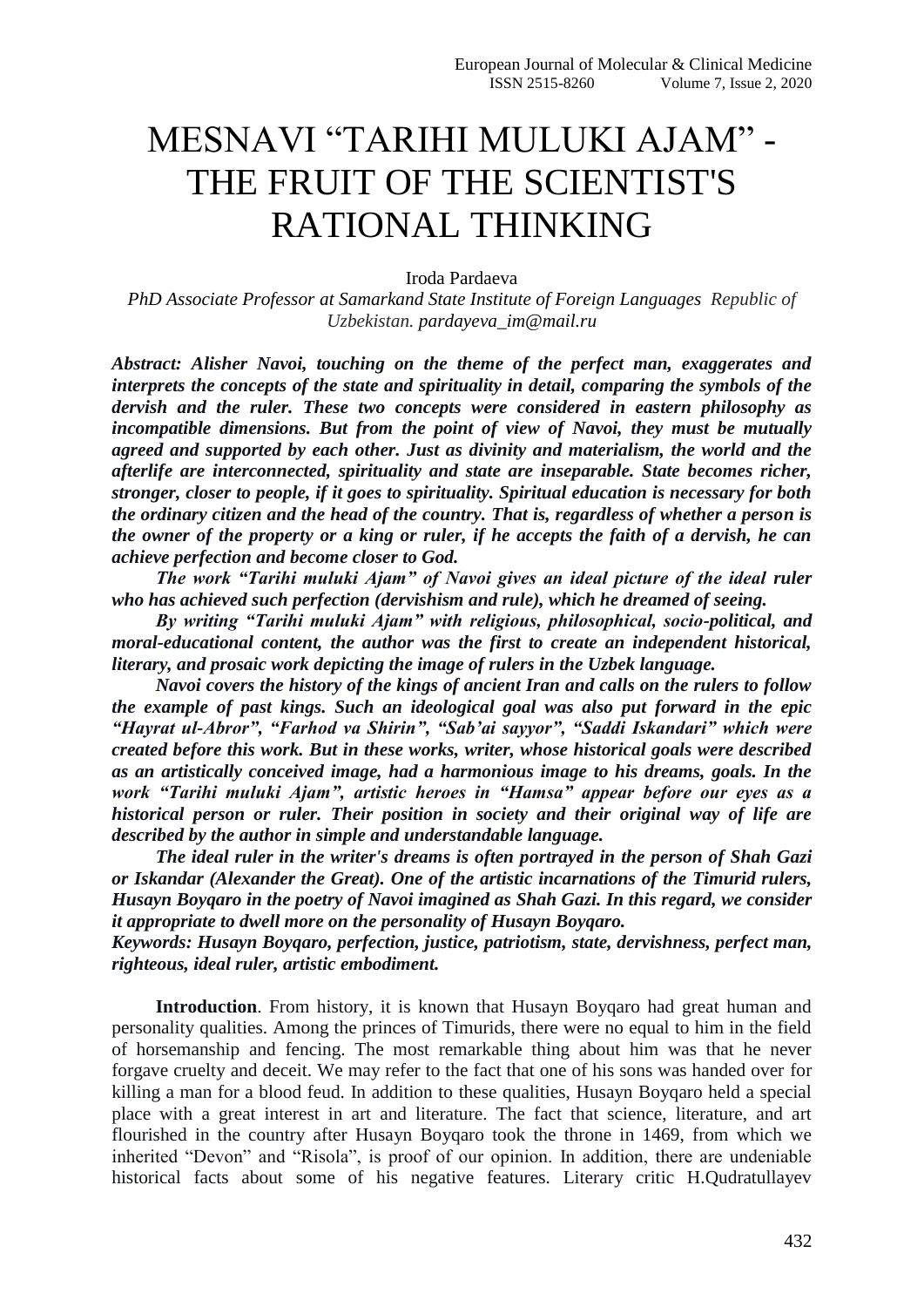# MESNAVI "TARIHI MULUKI AJAM" - THE FRUIT OF THE SCIENTIST'S RATIONAL THINKING

Iroda Pardaeva

*PhD Associate Professor at Samarkand State Institute of Foreign Languages Republic of Uzbekistan. pardayeva_im@mail.ru*

***Abstract: Alisher Navoi, touching on the theme of the perfect man, exaggerates and interprets the concepts of the state and spirituality in detail, comparing the symbols of the dervish and the ruler. These two concepts were considered in eastern philosophy as incompatible dimensions. But from the point of view of Navoi, they must be mutually agreed and supported by each other. Just as divinity and materialism, the world and the afterlife are interconnected, spirituality and state are inseparable. State becomes richer, stronger, closer to people, if it goes to spirituality. Spiritual education is necessary for both the ordinary citizen and the head of the country. That is, regardless of whether a person is the owner of the property or a king or ruler, if he accepts the faith of a dervish, he can achieve perfection and become closer to God.***

***The work "Tarihi muluki Ajam" of Navoi gives an ideal picture of the ideal ruler who has achieved such perfection (dervishism and rule), which he dreamed of seeing.***

***By writing "Tarihi muluki Ajam" with religious, philosophical, socio-political, and moral-educational content, the author was the first to create an independent historical, literary, and prosaic work depicting the image of rulers in the Uzbek language.***

***Navoi covers the history of the kings of ancient Iran and calls on the rulers to follow the example of past kings. Such an ideological goal was also put forward in the epic "Hayrat ul-Abror", "Farhod va Shirin", "Sab'ai sayyor", "Saddi Iskandari" which were created before this work. But in these works, writer, whose historical goals were described as an artistically conceived image, had a harmonious image to his dreams, goals. In the work "Tarihi muluki Ajam", artistic heroes in "Hamsa" appear before our eyes as a historical person or ruler. Their position in society and their original way of life are described by the author in simple and understandable language.***

***The ideal ruler in the writer's dreams is often portrayed in the person of Shah Gazi or Iskandar (Alexander the Great). One of the artistic incarnations of the Timurid rulers, Husayn Boyqaro in the poetry of Navoi imagined as Shah Gazi. In this regard, we consider it appropriate to dwell more on the personality of Husayn Boyqaro.***

***Keywords: Husayn Boyqaro, perfection, justice, patriotism, state, dervishness, perfect man, righteous, ideal ruler, artistic embodiment.***

**Introduction**. From history, it is known that Husayn Boyqaro had great human and personality qualities. Among the princes of Timurids, there were no equal to him in the field of horsemanship and fencing. The most remarkable thing about him was that he never forgave cruelty and deceit. We may refer to the fact that one of his sons was handed over for killing a man for a blood feud. In addition to these qualities, Husayn Boyqaro held a special place with a great interest in art and literature. The fact that science, literature, and art flourished in the country after Husayn Boyqaro took the throne in 1469, from which we inherited "Devon" and "Risola", is proof of our opinion. In addition, there are undeniable historical facts about some of his negative features. Literary critic H.Qudratullayev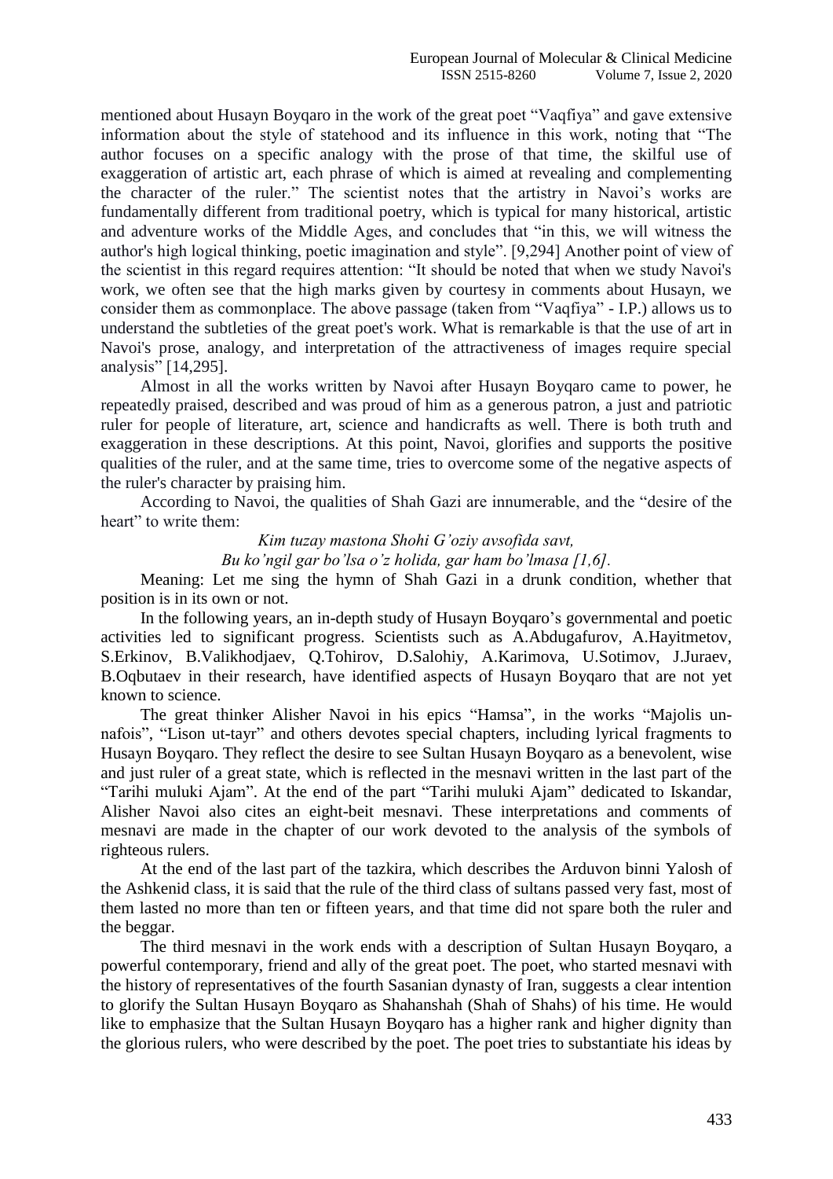mentioned about Husayn Boyqaro in the work of the great poet "Vaqfiya" and gave extensive information about the style of statehood and its influence in this work, noting that "The author focuses on a specific analogy with the prose of that time, the skilful use of exaggeration of artistic art, each phrase of which is aimed at revealing and complementing the character of the ruler." The scientist notes that the artistry in Navoi's works are fundamentally different from traditional poetry, which is typical for many historical, artistic and adventure works of the Middle Ages, and concludes that "in this, we will witness the author's high logical thinking, poetic imagination and style". [9,294] Another point of view of the scientist in this regard requires attention: "It should be noted that when we study Navoi's work, we often see that the high marks given by courtesy in comments about Husayn, we consider them as commonplace. The above passage (taken from "Vaqfiya" - I.P.) allows us to understand the subtleties of the great poet's work. What is remarkable is that the use of art in Navoi's prose, analogy, and interpretation of the attractiveness of images require special analysis" [14,295].

Almost in all the works written by Navoi after Husayn Boyqaro came to power, he repeatedly praised, described and was proud of him as a generous patron, a just and patriotic ruler for people of literature, art, science and handicrafts as well. There is both truth and exaggeration in these descriptions. At this point, Navoi, glorifies and supports the positive qualities of the ruler, and at the same time, tries to overcome some of the negative aspects of the ruler's character by praising him.

According to Navoi, the qualities of Shah Gazi are innumerable, and the "desire of the heart" to write them:

*Kim tuzay mastona Shohi G'oziy avsofida savt,*
*Bu ko'ngil gar bo'lsa o'z holida, gar ham bo'lmasa [1,6].*

Meaning: Let me sing the hymn of Shah Gazi in a drunk condition, whether that position is in its own or not.

In the following years, an in-depth study of Husayn Boyqaro's governmental and poetic activities led to significant progress. Scientists such as A.Abdugafurov, A.Hayitmetov, S.Erkinov, B.Valikhodjaev, Q.Tohirov, D.Salohiy, A.Karimova, U.Sotimov, J.Juraev, B.Oqbutaev in their research, have identified aspects of Husayn Boyqaro that are not yet known to science.

The great thinker Alisher Navoi in his epics "Hamsa", in the works "Majolis un-nafois", "Lison ut-tayr" and others devotes special chapters, including lyrical fragments to Husayn Boyqaro. They reflect the desire to see Sultan Husayn Boyqaro as a benevolent, wise and just ruler of a great state, which is reflected in the mesnavi written in the last part of the "Tarihi muluki Ajam". At the end of the part "Tarihi muluki Ajam" dedicated to Iskandar, Alisher Navoi also cites an eight-beit mesnavi. These interpretations and comments of mesnavi are made in the chapter of our work devoted to the analysis of the symbols of righteous rulers.

At the end of the last part of the tazkira, which describes the Arduvon binni Yalosh of the Ashkenid class, it is said that the rule of the third class of sultans passed very fast, most of them lasted no more than ten or fifteen years, and that time did not spare both the ruler and the beggar.

The third mesnavi in the work ends with a description of Sultan Husayn Boyqaro, a powerful contemporary, friend and ally of the great poet. The poet, who started mesnavi with the history of representatives of the fourth Sasanian dynasty of Iran, suggests a clear intention to glorify the Sultan Husayn Boyqaro as Shahanshah (Shah of Shahs) of his time. He would like to emphasize that the Sultan Husayn Boyqaro has a higher rank and higher dignity than the glorious rulers, who were described by the poet. The poet tries to substantiate his ideas by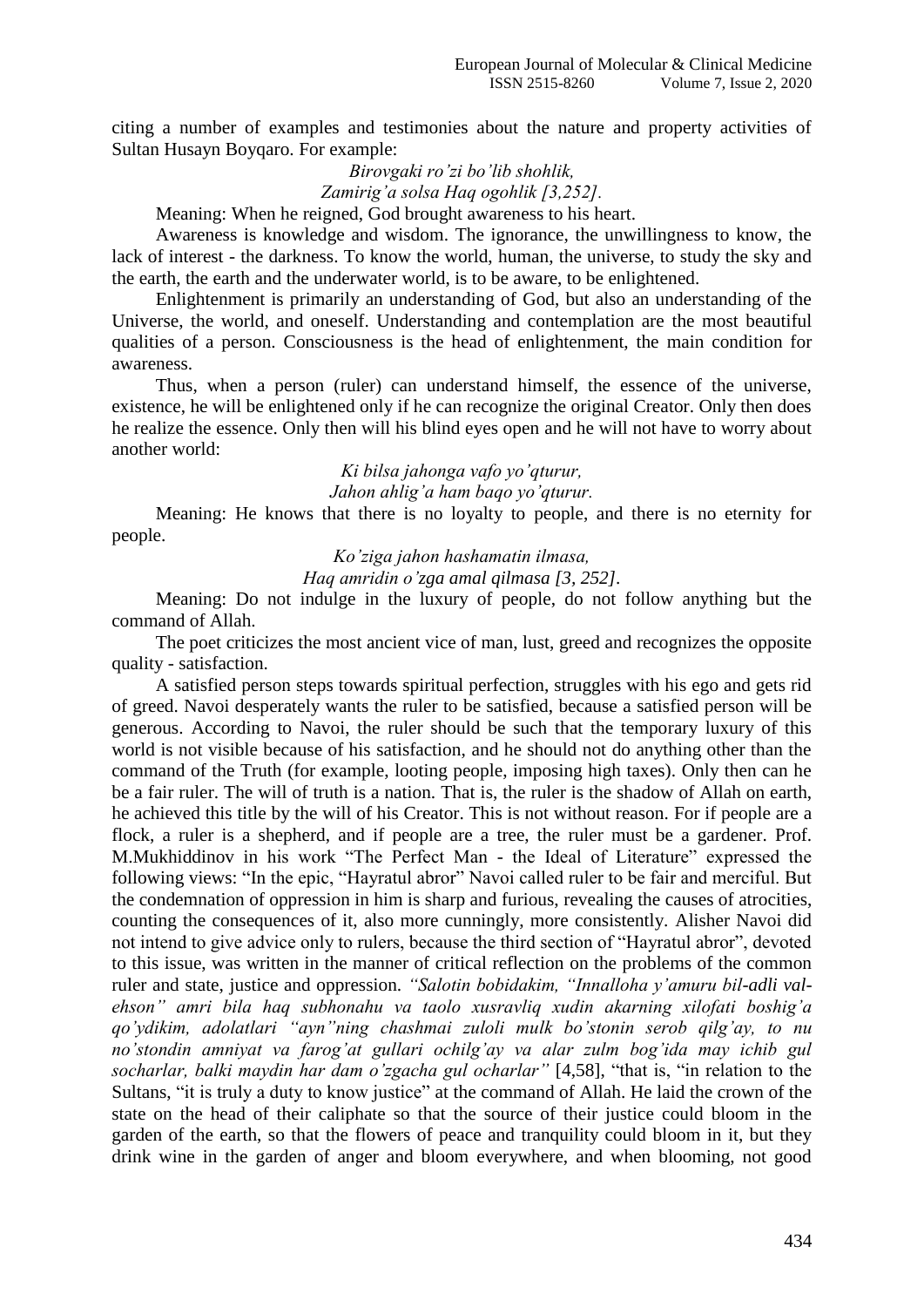citing a number of examples and testimonies about the nature and property activities of Sultan Husayn Boyqaro. For example:

*Birovgaki ro'zi bo'lib shohlik,*
*Zamirig'a solsa Haq ogohlik [3,252].*

Meaning: When he reigned, God brought awareness to his heart.

Awareness is knowledge and wisdom. The ignorance, the unwillingness to know, the lack of interest - the darkness. To know the world, human, the universe, to study the sky and the earth, the earth and the underwater world, is to be aware, to be enlightened.

Enlightenment is primarily an understanding of God, but also an understanding of the Universe, the world, and oneself. Understanding and contemplation are the most beautiful qualities of a person. Consciousness is the head of enlightenment, the main condition for awareness.

Thus, when a person (ruler) can understand himself, the essence of the universe, existence, he will be enlightened only if he can recognize the original Creator. Only then does he realize the essence. Only then will his blind eyes open and he will not have to worry about another world:

*Ki bilsa jahonga vafo yo'qturur,*
*Jahon ahlig'a ham baqo yo'qturur.*

Meaning: He knows that there is no loyalty to people, and there is no eternity for people.

*Ko'ziga jahon hashamatin ilmasa,*
*Haq amridin o'zga amal qilmasa [3, 252].*

Meaning: Do not indulge in the luxury of people, do not follow anything but the command of Allah.

The poet criticizes the most ancient vice of man, lust, greed and recognizes the opposite quality - satisfaction.

A satisfied person steps towards spiritual perfection, struggles with his ego and gets rid of greed. Navoi desperately wants the ruler to be satisfied, because a satisfied person will be generous. According to Navoi, the ruler should be such that the temporary luxury of this world is not visible because of his satisfaction, and he should not do anything other than the command of the Truth (for example, looting people, imposing high taxes). Only then can he be a fair ruler. The will of truth is a nation. That is, the ruler is the shadow of Allah on earth, he achieved this title by the will of his Creator. This is not without reason. For if people are a flock, a ruler is a shepherd, and if people are a tree, the ruler must be a gardener. Prof. M.Mukhiddinov in his work "The Perfect Man - the Ideal of Literature" expressed the following views: "In the epic, "Hayratul abror" Navoi called ruler to be fair and merciful. But the condemnation of oppression in him is sharp and furious, revealing the causes of atrocities, counting the consequences of it, also more cunningly, more consistently. Alisher Navoi did not intend to give advice only to rulers, because the third section of "Hayratul abror", devoted to this issue, was written in the manner of critical reflection on the problems of the common ruler and state, justice and oppression. *"Salotin bobidakim, "Innalloha y'amuru bil-adli val-ehson" amri bila haq subhonahu va taolo xusravliq xudin akarning xilofati boshig'a qo'ydikim, adolatlari "ayn"ning chashmai zuloli mulk bo'stonin serob qilg'ay, to nu no'stondin amniyat va farog'at gullari ochilg'ay va alar zulm bog'ida may ichib gul socharlar, balki maydin har dam o'zgacha gul ocharlar"* [4,58], "that is, "in relation to the Sultans, "it is truly a duty to know justice" at the command of Allah. He laid the crown of the state on the head of their caliphate so that the source of their justice could bloom in the garden of the earth, so that the flowers of peace and tranquility could bloom in it, but they drink wine in the garden of anger and bloom everywhere, and when blooming, not good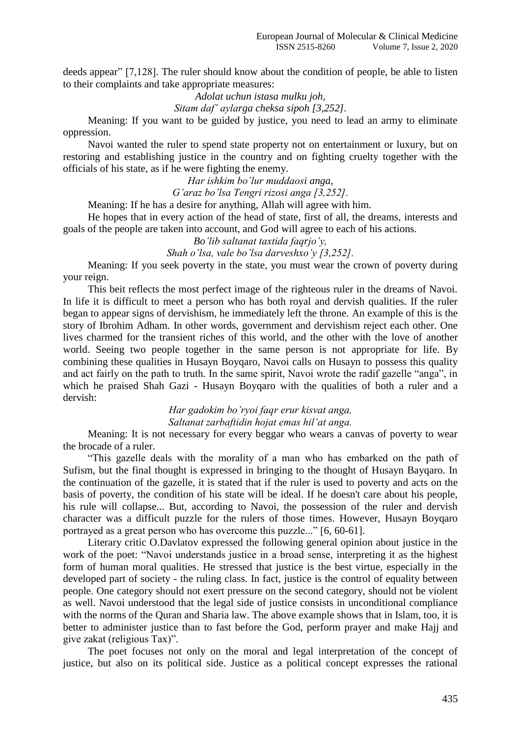deeds appear" [7,128]. The ruler should know about the condition of people, be able to listen to their complaints and take appropriate measures:

*Adolat uchun istasa mulku joh,*
*Sitam daf' aylarga cheksa sipoh [3,252].*

Meaning: If you want to be guided by justice, you need to lead an army to eliminate oppression.

Navoi wanted the ruler to spend state property not on entertainment or luxury, but on restoring and establishing justice in the country and on fighting cruelty together with the officials of his state, as if he were fighting the enemy.

*Har ishkim bo'lur muddaosi anga,*
*G'araz bo'lsa Tengri rizosi anga [3,252].*

Meaning: If he has a desire for anything, Allah will agree with him.

He hopes that in every action of the head of state, first of all, the dreams, interests and goals of the people are taken into account, and God will agree to each of his actions.

*Bo'lib saltanat taxtida faqrjo'y,*
*Shah o'lsa, vale bo'lsa darveshxo'y [3,252].*

Meaning: If you seek poverty in the state, you must wear the crown of poverty during your reign.

This beit reflects the most perfect image of the righteous ruler in the dreams of Navoi. In life it is difficult to meet a person who has both royal and dervish qualities. If the ruler began to appear signs of dervishism, he immediately left the throne. An example of this is the story of Ibrohim Adham. In other words, government and dervishism reject each other. One lives charmed for the transient riches of this world, and the other with the love of another world. Seeing two people together in the same person is not appropriate for life. By combining these qualities in Husayn Boyqaro, Navoi calls on Husayn to possess this quality and act fairly on the path to truth. In the same spirit, Navoi wrote the radif gazelle "anga", in which he praised Shah Gazi - Husayn Boyqaro with the qualities of both a ruler and a dervish:

*Har gadokim bo'ryoi faqr erur kisvat anga,*
*Saltanat zarbaftidin hojat emas hil'at anga.*

Meaning: It is not necessary for every beggar who wears a canvas of poverty to wear the brocade of a ruler.

"This gazelle deals with the morality of a man who has embarked on the path of Sufism, but the final thought is expressed in bringing to the thought of Husayn Bayqaro. In the continuation of the gazelle, it is stated that if the ruler is used to poverty and acts on the basis of poverty, the condition of his state will be ideal. If he doesn't care about his people, his rule will collapse... But, according to Navoi, the possession of the ruler and dervish character was a difficult puzzle for the rulers of those times. However, Husayn Boyqaro portrayed as a great person who has overcome this puzzle..." [6, 60-61].

Literary critic O.Davlatov expressed the following general opinion about justice in the work of the poet: "Navoi understands justice in a broad sense, interpreting it as the highest form of human moral qualities. He stressed that justice is the best virtue, especially in the developed part of society - the ruling class. In fact, justice is the control of equality between people. One category should not exert pressure on the second category, should not be violent as well. Navoi understood that the legal side of justice consists in unconditional compliance with the norms of the Quran and Sharia law. The above example shows that in Islam, too, it is better to administer justice than to fast before the God, perform prayer and make Hajj and give zakat (religious Tax)".

The poet focuses not only on the moral and legal interpretation of the concept of justice, but also on its political side. Justice as a political concept expresses the rational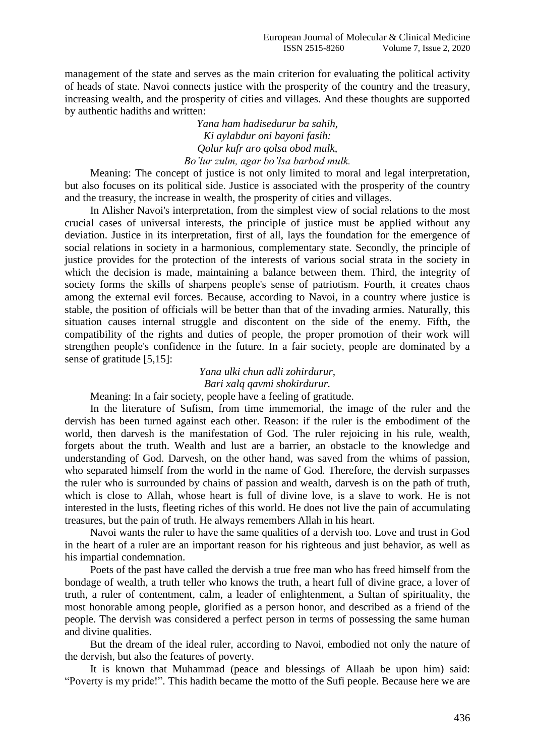management of the state and serves as the main criterion for evaluating the political activity of heads of state. Navoi connects justice with the prosperity of the country and the treasury, increasing wealth, and the prosperity of cities and villages. And these thoughts are supported by authentic hadiths and written:

*Yana ham hadisedurur ba sahih,*  
*Ki aylabdur oni bayoni fasih:*  
*Qolur kufr aro qolsa obod mulk,*  
*Bo'lur zulm, agar bo'lsa barbod mulk.*

Meaning: The concept of justice is not only limited to moral and legal interpretation, but also focuses on its political side. Justice is associated with the prosperity of the country and the treasury, the increase in wealth, the prosperity of cities and villages.

In Alisher Navoi's interpretation, from the simplest view of social relations to the most crucial cases of universal interests, the principle of justice must be applied without any deviation. Justice in its interpretation, first of all, lays the foundation for the emergence of social relations in society in a harmonious, complementary state. Secondly, the principle of justice provides for the protection of the interests of various social strata in the society in which the decision is made, maintaining a balance between them. Third, the integrity of society forms the skills of sharpens people's sense of patriotism. Fourth, it creates chaos among the external evil forces. Because, according to Navoi, in a country where justice is stable, the position of officials will be better than that of the invading armies. Naturally, this situation causes internal struggle and discontent on the side of the enemy. Fifth, the compatibility of the rights and duties of people, the proper promotion of their work will strengthen people's confidence in the future. In a fair society, people are dominated by a sense of gratitude [5,15]:

*Yana ulki chun adli zohirdurur,*  
*Bari xalq qavmi shokirdurur.*

Meaning: In a fair society, people have a feeling of gratitude.

In the literature of Sufism, from time immemorial, the image of the ruler and the dervish has been turned against each other. Reason: if the ruler is the embodiment of the world, then darvesh is the manifestation of God. The ruler rejoicing in his rule, wealth, forgets about the truth. Wealth and lust are a barrier, an obstacle to the knowledge and understanding of God. Darvesh, on the other hand, was saved from the whims of passion, who separated himself from the world in the name of God. Therefore, the dervish surpasses the ruler who is surrounded by chains of passion and wealth, darvesh is on the path of truth, which is close to Allah, whose heart is full of divine love, is a slave to work. He is not interested in the lusts, fleeting riches of this world. He does not live the pain of accumulating treasures, but the pain of truth. He always remembers Allah in his heart.

Navoi wants the ruler to have the same qualities of a dervish too. Love and trust in God in the heart of a ruler are an important reason for his righteous and just behavior, as well as his impartial condemnation.

Poets of the past have called the dervish a true free man who has freed himself from the bondage of wealth, a truth teller who knows the truth, a heart full of divine grace, a lover of truth, a ruler of contentment, calm, a leader of enlightenment, a Sultan of spirituality, the most honorable among people, glorified as a person honor, and described as a friend of the people. The dervish was considered a perfect person in terms of possessing the same human and divine qualities.

But the dream of the ideal ruler, according to Navoi, embodied not only the nature of the dervish, but also the features of poverty.

It is known that Muhammad (peace and blessings of Allaah be upon him) said: "Poverty is my pride!". This hadith became the motto of the Sufi people. Because here we are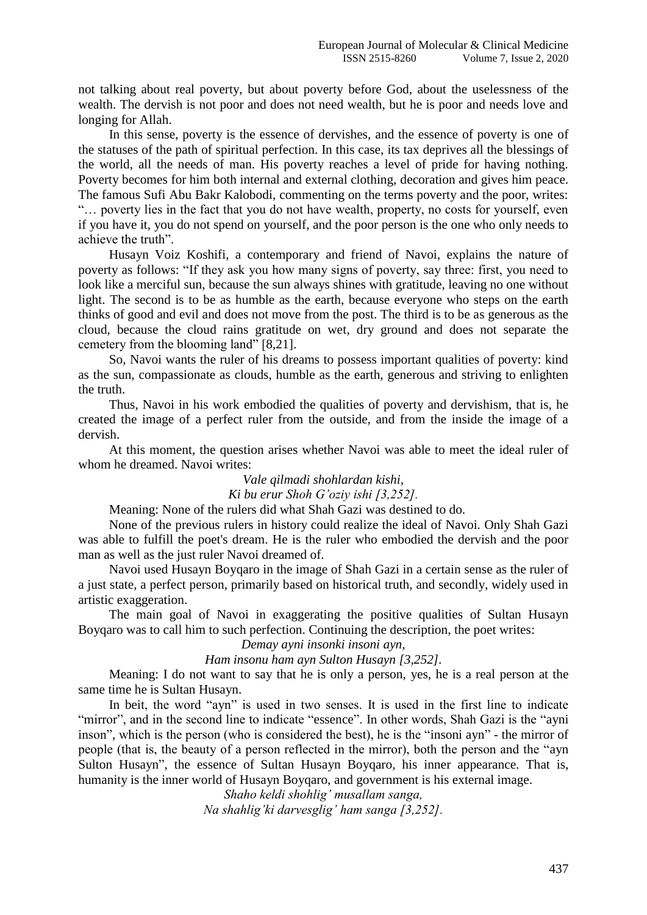not talking about real poverty, but about poverty before God, about the uselessness of the wealth. The dervish is not poor and does not need wealth, but he is poor and needs love and longing for Allah.

In this sense, poverty is the essence of dervishes, and the essence of poverty is one of the statuses of the path of spiritual perfection. In this case, its tax deprives all the blessings of the world, all the needs of man. His poverty reaches a level of pride for having nothing. Poverty becomes for him both internal and external clothing, decoration and gives him peace. The famous Sufi Abu Bakr Kalobodi, commenting on the terms poverty and the poor, writes: "… poverty lies in the fact that you do not have wealth, property, no costs for yourself, even if you have it, you do not spend on yourself, and the poor person is the one who only needs to achieve the truth".

Husayn Voiz Koshifi, a contemporary and friend of Navoi, explains the nature of poverty as follows: "If they ask you how many signs of poverty, say three: first, you need to look like a merciful sun, because the sun always shines with gratitude, leaving no one without light. The second is to be as humble as the earth, because everyone who steps on the earth thinks of good and evil and does not move from the post. The third is to be as generous as the cloud, because the cloud rains gratitude on wet, dry ground and does not separate the cemetery from the blooming land" [8,21].

So, Navoi wants the ruler of his dreams to possess important qualities of poverty: kind as the sun, compassionate as clouds, humble as the earth, generous and striving to enlighten the truth.

Thus, Navoi in his work embodied the qualities of poverty and dervishism, that is, he created the image of a perfect ruler from the outside, and from the inside the image of a dervish.

At this moment, the question arises whether Navoi was able to meet the ideal ruler of whom he dreamed. Navoi writes:

*Vale qilmadi shohlardan kishi,*
*Ki bu erur Shoh G'oziy ishi [3,252].*

Meaning: None of the rulers did what Shah Gazi was destined to do.

None of the previous rulers in history could realize the ideal of Navoi. Only Shah Gazi was able to fulfill the poet's dream. He is the ruler who embodied the dervish and the poor man as well as the just ruler Navoi dreamed of.

Navoi used Husayn Boyqaro in the image of Shah Gazi in a certain sense as the ruler of a just state, a perfect person, primarily based on historical truth, and secondly, widely used in artistic exaggeration.

The main goal of Navoi in exaggerating the positive qualities of Sultan Husayn Boyqaro was to call him to such perfection. Continuing the description, the poet writes:

*Demay ayni insonki insoni ayn,*
*Ham insonu ham ayn Sulton Husayn [3,252].*

Meaning: I do not want to say that he is only a person, yes, he is a real person at the same time he is Sultan Husayn.

In beit, the word "ayn" is used in two senses. It is used in the first line to indicate "mirror", and in the second line to indicate "essence". In other words, Shah Gazi is the "ayni inson", which is the person (who is considered the best), he is the "insoni ayn" - the mirror of people (that is, the beauty of a person reflected in the mirror), both the person and the "ayn Sulton Husayn", the essence of Sultan Husayn Boyqaro, his inner appearance. That is, humanity is the inner world of Husayn Boyqaro, and government is his external image.

*Shaho keldi shohlig' musallam sanga,*
*Na shahlig'ki darvesglig' ham sanga [3,252].*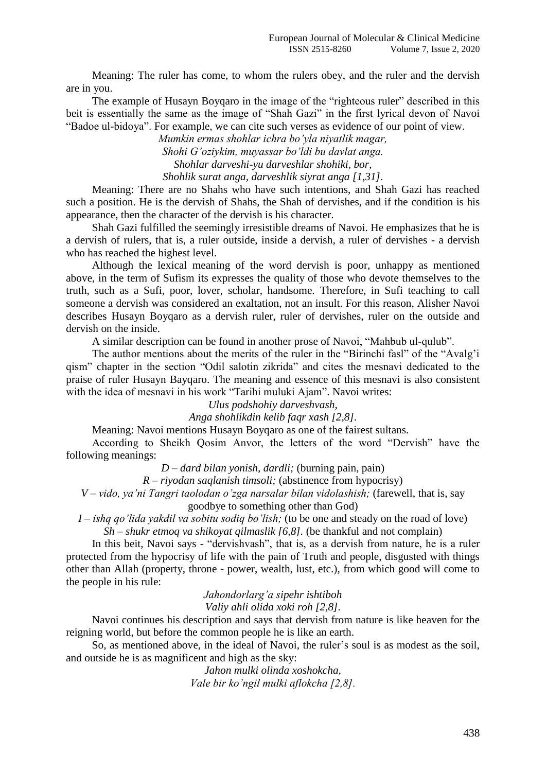Meaning: The ruler has come, to whom the rulers obey, and the ruler and the dervish are in you.

The example of Husayn Boyqaro in the image of the "righteous ruler" described in this beit is essentially the same as the image of "Shah Gazi" in the first lyrical devon of Navoi "Badoe ul-bidoya". For example, we can cite such verses as evidence of our point of view.

*Mumkin ermas shohlar ichra bo'yla niyatlik magar,*
*Shohi G'oziykim, muyassar bo'ldi bu davlat anga.*
*Shohlar darveshi-yu darveshlar shohiki, bor,*
*Shohlik surat anga, darveshlik siyrat anga [1,31].*

Meaning: There are no Shahs who have such intentions, and Shah Gazi has reached such a position. He is the dervish of Shahs, the Shah of dervishes, and if the condition is his appearance, then the character of the dervish is his character.

Shah Gazi fulfilled the seemingly irresistible dreams of Navoi. He emphasizes that he is a dervish of rulers, that is, a ruler outside, inside a dervish, a ruler of dervishes - a dervish who has reached the highest level.

Although the lexical meaning of the word dervish is poor, unhappy as mentioned above, in the term of Sufism its expresses the quality of those who devote themselves to the truth, such as a Sufi, poor, lover, scholar, handsome. Therefore, in Sufi teaching to call someone a dervish was considered an exaltation, not an insult. For this reason, Alisher Navoi describes Husayn Boyqaro as a dervish ruler, ruler of dervishes, ruler on the outside and dervish on the inside.

A similar description can be found in another prose of Navoi, "Mahbub ul-qulub".

The author mentions about the merits of the ruler in the "Birinchi fasl" of the "Avalg'i qism" chapter in the section "Odil salotin zikrida" and cites the mesnavi dedicated to the praise of ruler Husayn Bayqaro. The meaning and essence of this mesnavi is also consistent with the idea of mesnavi in his work "Tarihi muluki Ajam". Navoi writes:

*Ulus podshohiy darveshvash,*
*Anga shohlikdin kelib faqr xash [2,8].*

Meaning: Navoi mentions Husayn Boyqaro as one of the fairest sultans.

According to Sheikh Qosim Anvor, the letters of the word "Dervish" have the following meanings:

*D – dard bilan yonish, dardli;* (burning pain, pain)
*R – riyodan saqlanish timsoli;* (abstinence from hypocrisy)
*V – vido, ya'ni Tangri taolodan o'zga narsalar bilan vidolashish;* (farewell, that is, say goodbye to something other than God)
*I – ishq qo'lida yakdil va sobitu sodiq bo'lish;* (to be one and steady on the road of love)
*Sh – shukr etmoq va shikoyat qilmaslik [6,8].* (be thankful and not complain)

In this beit, Navoi says - "dervishvash", that is, as a dervish from nature, he is a ruler protected from the hypocrisy of life with the pain of Truth and people, disgusted with things other than Allah (property, throne - power, wealth, lust, etc.), from which good will come to the people in his rule:

*Jahondorlarg'a sipehr ishtiboh*
*Valiy ahli olida xoki roh [2,8].*

Navoi continues his description and says that dervish from nature is like heaven for the reigning world, but before the common people he is like an earth.

So, as mentioned above, in the ideal of Navoi, the ruler's soul is as modest as the soil, and outside he is as magnificent and high as the sky:

*Jahon mulki olinda xoshokcha,*
*Vale bir ko'ngil mulki aflokcha [2,8].*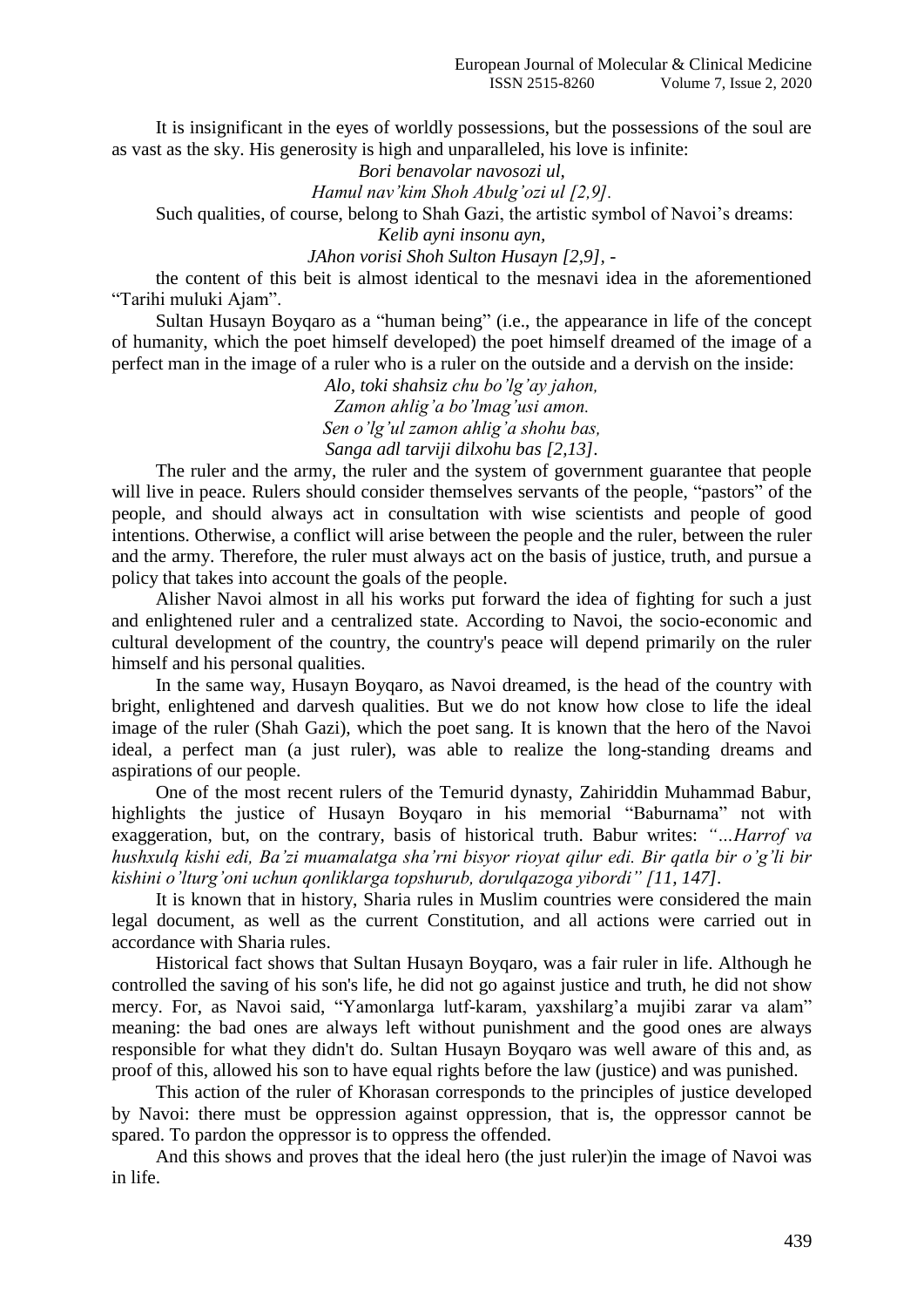It is insignificant in the eyes of worldly possessions, but the possessions of the soul are as vast as the sky. His generosity is high and unparalleled, his love is infinite:

*Bori benavolar navosozi ul,*
*Hamul nav'kim Shoh Abulg'ozi ul [2,9].*

Such qualities, of course, belong to Shah Gazi, the artistic symbol of Navoi's dreams:

*Kelib ayni insonu ayn,*
*JAhon vorisi Shoh Sulton Husayn [2,9], -*

the content of this beit is almost identical to the mesnavi idea in the aforementioned "Tarihi muluki Ajam".

Sultan Husayn Boyqaro as a "human being" (i.e., the appearance in life of the concept of humanity, which the poet himself developed) the poet himself dreamed of the image of a perfect man in the image of a ruler who is a ruler on the outside and a dervish on the inside:

*Alo, toki shahsiz chu bo'lg'ay jahon,*
*Zamon ahlig'a bo'lmag'usi amon.*
*Sen o'lg'ul zamon ahlig'a shohu bas,*
*Sanga adl tarviji dilxohu bas [2,13].*

The ruler and the army, the ruler and the system of government guarantee that people will live in peace. Rulers should consider themselves servants of the people, "pastors" of the people, and should always act in consultation with wise scientists and people of good intentions. Otherwise, a conflict will arise between the people and the ruler, between the ruler and the army. Therefore, the ruler must always act on the basis of justice, truth, and pursue a policy that takes into account the goals of the people.

Alisher Navoi almost in all his works put forward the idea of fighting for such a just and enlightened ruler and a centralized state. According to Navoi, the socio-economic and cultural development of the country, the country's peace will depend primarily on the ruler himself and his personal qualities.

In the same way, Husayn Boyqaro, as Navoi dreamed, is the head of the country with bright, enlightened and darvesh qualities. But we do not know how close to life the ideal image of the ruler (Shah Gazi), which the poet sang. It is known that the hero of the Navoi ideal, a perfect man (a just ruler), was able to realize the long-standing dreams and aspirations of our people.

One of the most recent rulers of the Temurid dynasty, Zahiriddin Muhammad Babur, highlights the justice of Husayn Boyqaro in his memorial "Baburnama" not with exaggeration, but, on the contrary, basis of historical truth. Babur writes: *"…Harrof va hushxulq kishi edi, Ba'zi muamalatga sha'rni bisyor rioyat qilur edi. Bir qatla bir o'g'li bir kishini o'lturg'oni uchun qonliklarga topshurub, dorulqazoga yibordi" [11, 147].*

It is known that in history, Sharia rules in Muslim countries were considered the main legal document, as well as the current Constitution, and all actions were carried out in accordance with Sharia rules.

Historical fact shows that Sultan Husayn Boyqaro, was a fair ruler in life. Although he controlled the saving of his son's life, he did not go against justice and truth, he did not show mercy. For, as Navoi said, "Yamonlarga lutf-karam, yaxshilarg'a mujibi zarar va alam" meaning: the bad ones are always left without punishment and the good ones are always responsible for what they didn't do. Sultan Husayn Boyqaro was well aware of this and, as proof of this, allowed his son to have equal rights before the law (justice) and was punished.

This action of the ruler of Khorasan corresponds to the principles of justice developed by Navoi: there must be oppression against oppression, that is, the oppressor cannot be spared. To pardon the oppressor is to oppress the offended.

And this shows and proves that the ideal hero (the just ruler)in the image of Navoi was in life.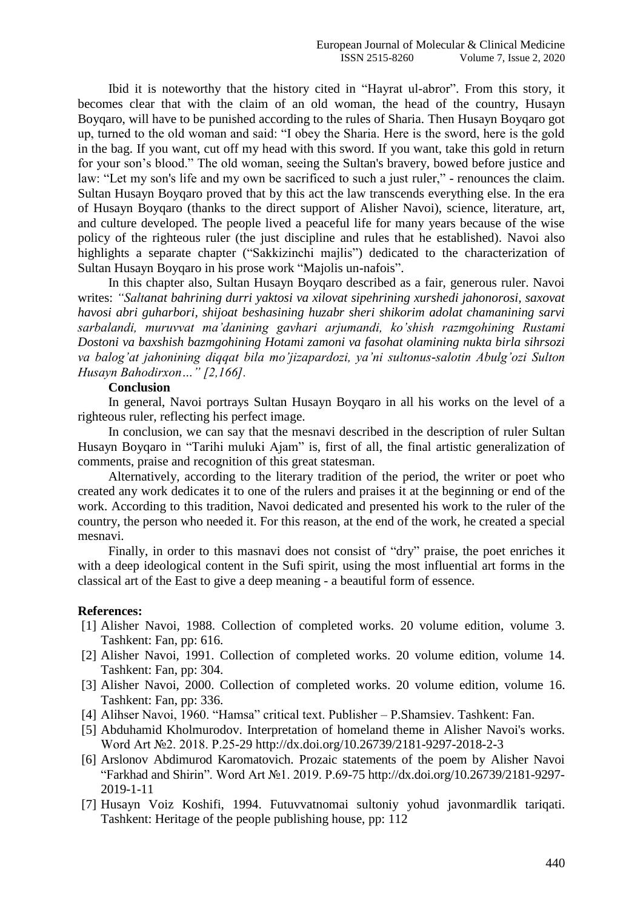Ibid it is noteworthy that the history cited in "Hayrat ul-abror". From this story, it becomes clear that with the claim of an old woman, the head of the country, Husayn Boyqaro, will have to be punished according to the rules of Sharia. Then Husayn Boyqaro got up, turned to the old woman and said: "I obey the Sharia. Here is the sword, here is the gold in the bag. If you want, cut off my head with this sword. If you want, take this gold in return for your son's blood." The old woman, seeing the Sultan's bravery, bowed before justice and law: "Let my son's life and my own be sacrificed to such a just ruler," - renounces the claim. Sultan Husayn Boyqaro proved that by this act the law transcends everything else. In the era of Husayn Boyqaro (thanks to the direct support of Alisher Navoi), science, literature, art, and culture developed. The people lived a peaceful life for many years because of the wise policy of the righteous ruler (the just discipline and rules that he established). Navoi also highlights a separate chapter ("Sakkizinchi majlis") dedicated to the characterization of Sultan Husayn Boyqaro in his prose work "Majolis un-nafois".

In this chapter also, Sultan Husayn Boyqaro described as a fair, generous ruler. Navoi writes: *"Saltanat bahrining durri yaktosi va xilovat sipehrining xurshedi jahonorosi, saxovat havosi abri guharbori, shijoat beshasining huzabr sheri shikorim adolat chamanining sarvi sarbalandi, muruvvat ma'danining gavhari arjumandi, ko'shish razmgohining Rustami Dostoni va baxshish bazmgohining Hotami zamoni va fasohat olamining nukta birla sihrsozi va balog'at jahonining diqqat bila mo'jizapardozi, ya'ni sultonus-salotin Abulg'ozi Sulton Husayn Bahodirxon…" [2,166].*

**Conclusion**

In general, Navoi portrays Sultan Husayn Boyqaro in all his works on the level of a righteous ruler, reflecting his perfect image.

In conclusion, we can say that the mesnavi described in the description of ruler Sultan Husayn Boyqaro in "Tarihi muluki Ajam" is, first of all, the final artistic generalization of comments, praise and recognition of this great statesman.

Alternatively, according to the literary tradition of the period, the writer or poet who created any work dedicates it to one of the rulers and praises it at the beginning or end of the work. According to this tradition, Navoi dedicated and presented his work to the ruler of the country, the person who needed it. For this reason, at the end of the work, he created a special mesnavi.

Finally, in order to this masnavi does not consist of "dry" praise, the poet enriches it with a deep ideological content in the Sufi spirit, using the most influential art forms in the classical art of the East to give a deep meaning - a beautiful form of essence.

**References:**

[1] Alisher Navoi, 1988. Collection of completed works. 20 volume edition, volume 3. Tashkent: Fan, pp: 616.
[2] Alisher Navoi, 1991. Collection of completed works. 20 volume edition, volume 14. Tashkent: Fan, pp: 304.
[3] Alisher Navoi, 2000. Collection of completed works. 20 volume edition, volume 16. Tashkent: Fan, pp: 336.
[4] Alihser Navoi, 1960. "Hamsa" critical text. Publisher – P.Shamsiev. Tashkent: Fan.
[5] Abduhamid Kholmurodov. Interpretation of homeland theme in Alisher Navoi's works. Word Art №2. 2018. P.25-29 http://dx.doi.org/10.26739/2181-9297-2018-2-3
[6] Arslonov Abdimurod Karomatovich. Prozaic statements of the poem by Alisher Navoi "Farkhad and Shirin". Word Art №1. 2019. P.69-75 http://dx.doi.org/10.26739/2181-9297-2019-1-11
[7] Husayn Voiz Koshifi, 1994. Futuvvatnomai sultoniy yohud javonmardlik tariqati. Tashkent: Heritage of the people publishing house, pp: 112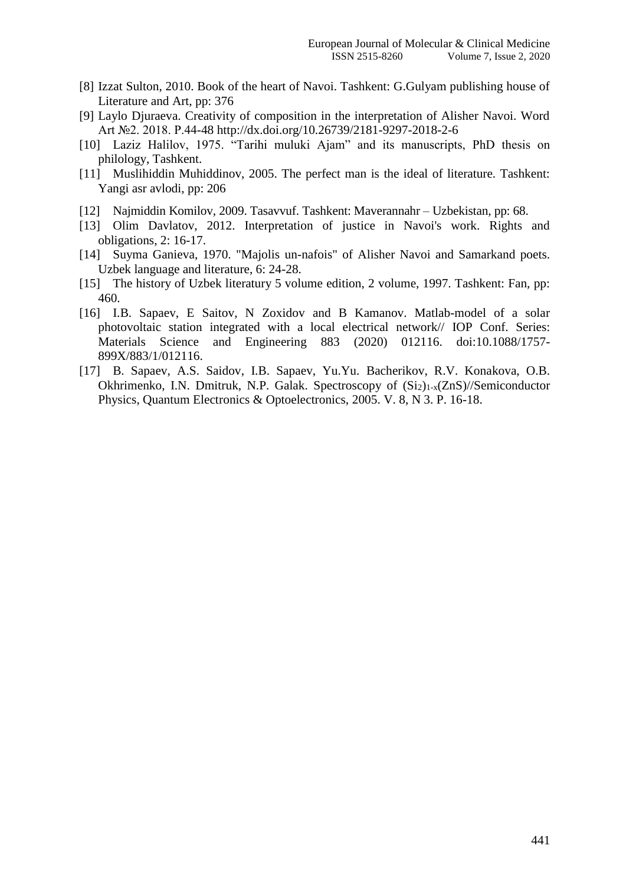[8] Izzat Sulton, 2010. Book of the heart of Navoi. Tashkent: G.Gulyam publishing house of Literature and Art, pp: 376

[9] Laylo Djuraeva. Creativity of composition in the interpretation of Alisher Navoi. Word Art №2. 2018. P.44-48 http://dx.doi.org/10.26739/2181-9297-2018-2-6

[10] Laziz Halilov, 1975. "Tarihi muluki Ajam" and its manuscripts, PhD thesis on philology, Tashkent.

[11] Muslihiddin Muhiddinov, 2005. The perfect man is the ideal of literature. Tashkent: Yangi asr avlodi, pp: 206

[12] Najmiddin Komilov, 2009. Tasavvuf. Tashkent: Maverannahr – Uzbekistan, pp: 68.

[13] Olim Davlatov, 2012. Interpretation of justice in Navoi's work. Rights and obligations, 2: 16-17.

[14] Suyma Ganieva, 1970. "Majolis un-nafois" of Alisher Navoi and Samarkand poets. Uzbek language and literature, 6: 24-28.

[15] The history of Uzbek literatury 5 volume edition, 2 volume, 1997. Tashkent: Fan, pp: 460.

[16] I.B. Sapaev, E Saitov, N Zoxidov and B Kamanov. Matlab-model of a solar photovoltaic station integrated with a local electrical network// IOP Conf. Series: Materials Science and Engineering 883 (2020) 012116. doi:10.1088/1757-899X/883/1/012116.

[17] B. Sapaev, A.S. Saidov, I.B. Sapaev, Yu.Yu. Bacherikov, R.V. Konakova, O.B. Okhrimenko, I.N. Dmitruk, N.P. Galak. Spectroscopy of $(Si_2)_{1-x}(ZnS)$//Semiconductor Physics, Quantum Electronics & Optoelectronics, 2005. V. 8, N 3. P. 16-18.